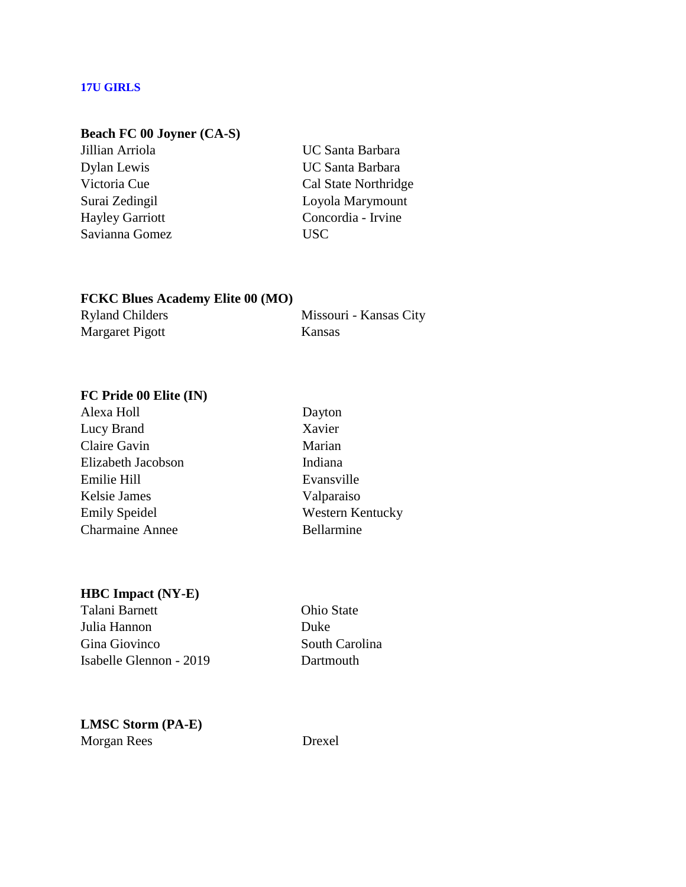**17U GIRLS**

**Beach FC 00 Joyner (CA-S)**

| | |
|---|---|
| Jillian Arriola | UC Santa Barbara |
| Dylan Lewis | UC Santa Barbara |
| Victoria Cue | Cal State Northridge |
| Surai Zedingil | Loyola Marymount |
| Hayley Garriott | Concordia - Irvine |
| Savianna Gomez | USC |

**FCKC Blues Academy Elite 00 (MO)**

| | |
|---|---|
| Ryland Childers | Missouri - Kansas City |
| Margaret Pigott | Kansas |

**FC Pride 00 Elite (IN)**

| | |
|---|---|
| Alexa Holl | Dayton |
| Lucy Brand | Xavier |
| Claire Gavin | Marian |
| Elizabeth Jacobson | Indiana |
| Emilie Hill | Evansville |
| Kelsie James | Valparaiso |
| Emily Speidel | Western Kentucky |
| Charmaine Annee | Bellarmine |

**HBC Impact (NY-E)**

| | |
|---|---|
| Talani Barnett | Ohio State |
| Julia Hannon | Duke |
| Gina Giovinco | South Carolina |
| Isabelle Glennon - 2019 | Dartmouth |

**LMSC Storm (PA-E)**

| | |
|---|---|
| Morgan Rees | Drexel |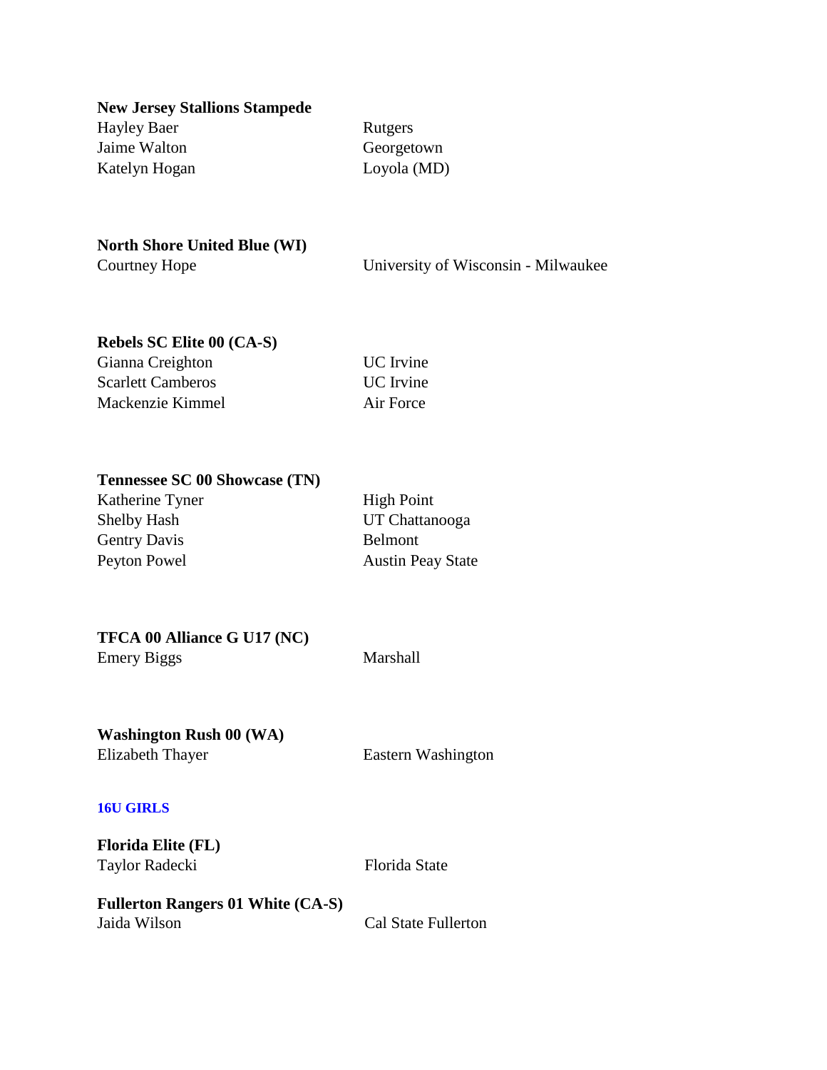**New Jersey Stallions Stampede**

| | |
|---|---|
| Hayley Baer | Rutgers |
| Jaime Walton | Georgetown |
| Katelyn Hogan | Loyola (MD) |

**North Shore United Blue (WI)**

| | |
|---|---|
| Courtney Hope | University of Wisconsin - Milwaukee |

**Rebels SC Elite 00 (CA-S)**

| | |
|---|---|
| Gianna Creighton | UC Irvine |
| Scarlett Camberos | UC Irvine |
| Mackenzie Kimmel | Air Force |

**Tennessee SC 00 Showcase (TN)**

| | |
|---|---|
| Katherine Tyner | High Point |
| Shelby Hash | UT Chattanooga |
| Gentry Davis | Belmont |
| Peyton Powel | Austin Peay State |

**TFCA 00 Alliance G U17 (NC)**

| | |
|---|---|
| Emery Biggs | Marshall |

**Washington Rush 00 (WA)**

| | |
|---|---|
| Elizabeth Thayer | Eastern Washington |

## 16U GIRLS

**Florida Elite (FL)**

| | |
|---|---|
| Taylor Radecki | Florida State |

**Fullerton Rangers 01 White (CA-S)**

| | |
|---|---|
| Jaida Wilson | Cal State Fullerton |